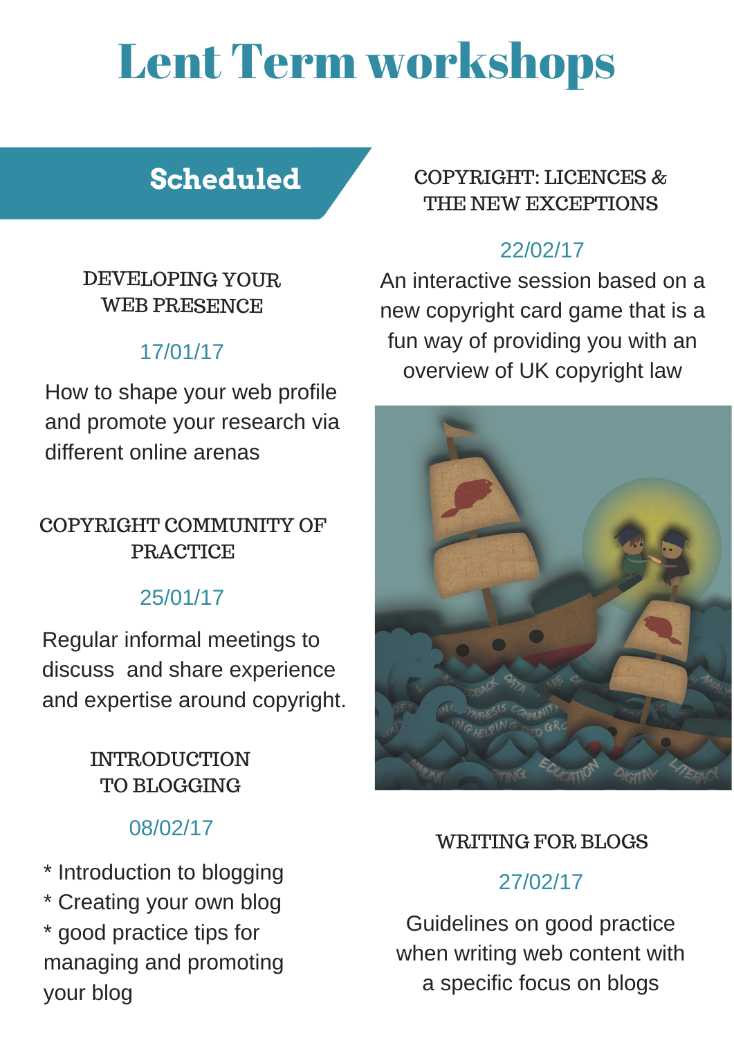# Lent Term workshops

## Scheduled

### DEVELOPING YOUR WEB PRESENCE

17/01/17

How to shape your web profile and promote your research via different online arenas

### COPYRIGHT COMMUNITY OF PRACTICE

25/01/17

Regular informal meetings to discuss and share experience and expertise around copyright.

### INTRODUCTION TO BLOGGING

08/02/17

* Introduction to blogging
* Creating your own blog
* good practice tips for managing and promoting your blog

### COPYRIGHT: LICENCES & THE NEW EXCEPTIONS

22/02/17

An interactive session based on a new copyright card game that is a fun way of providing you with an overview of UK copyright law

### WRITING FOR BLOGS

27/02/17

Guidelines on good practice when writing web content with a specific focus on blogs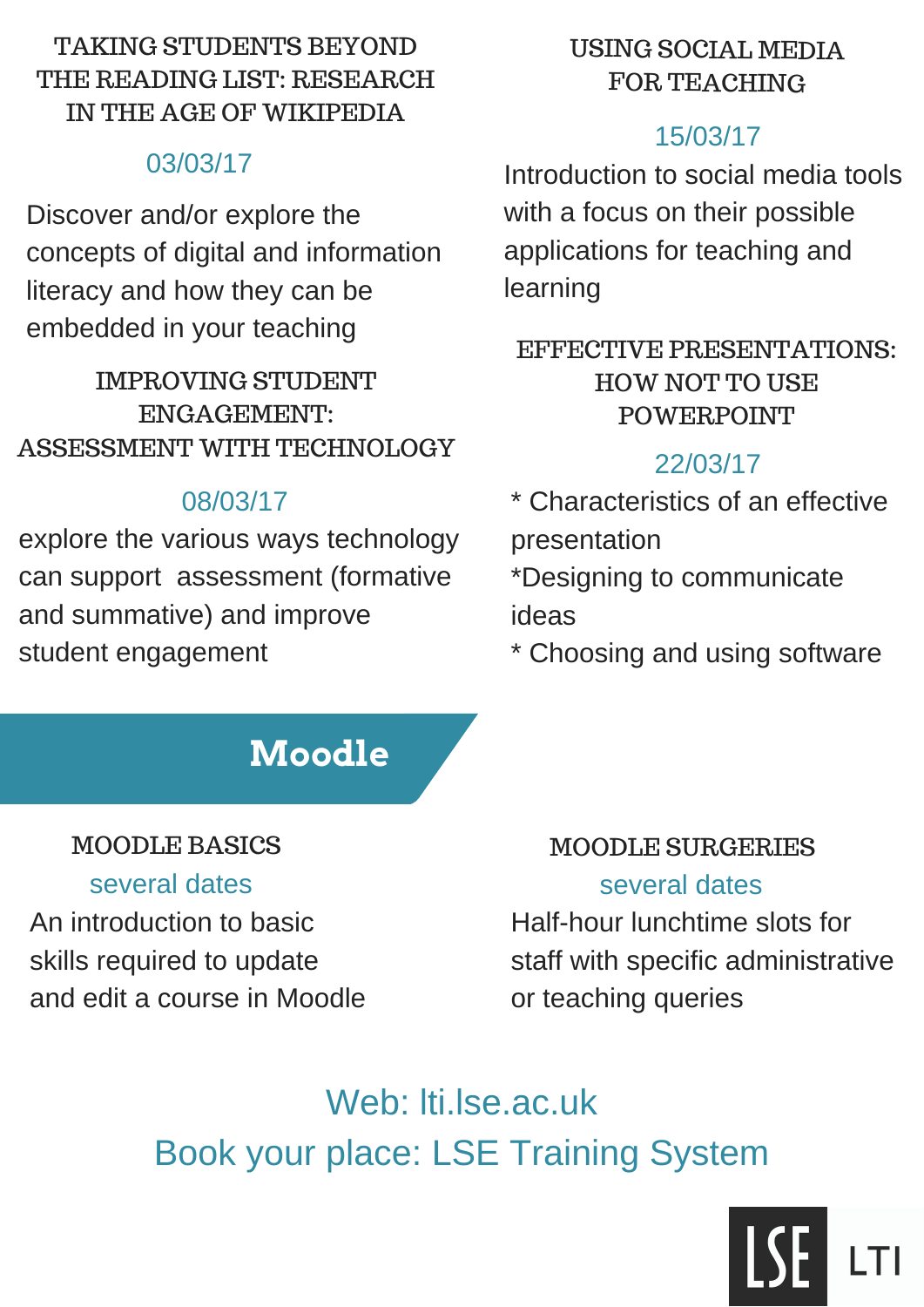### TAKING STUDENTS BEYOND THE READING LIST: RESEARCH IN THE AGE OF WIKIPEDIA

03/03/17

Discover and/or explore the concepts of digital and information literacy and how they can be embedded in your teaching

### IMPROVING STUDENT ENGAGEMENT: ASSESSMENT WITH TECHNOLOGY

08/03/17

explore the various ways technology can support assessment (formative and summative) and improve student engagement

### USING SOCIAL MEDIA FOR TEACHING

15/03/17

Introduction to social media tools with a focus on their possible applications for teaching and learning

### EFFECTIVE PRESENTATIONS: HOW NOT TO USE POWERPOINT

22/03/17

* Characteristics of an effective presentation
*Designing to communicate ideas
* Choosing and using software

## Moodle

### MOODLE BASICS

several dates

An introduction to basic skills required to update and edit a course in Moodle

### MOODLE SURGERIES

several dates

Half-hour lunchtime slots for staff with specific administrative or teaching queries

Web: lti.lse.ac.uk

Book your place: LSE Training System

LSE LTI